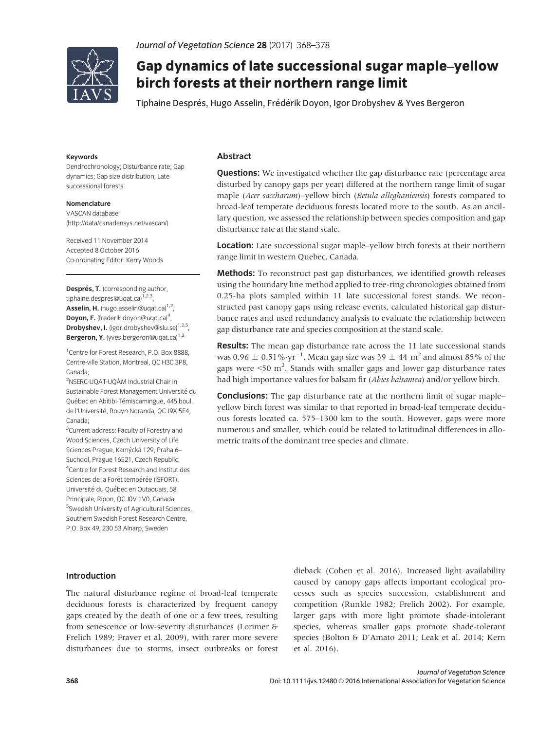# Gap dynamics of late successional sugar maple–yellow birch forests at their northern range limit

Tiphaine Després, Hugo Asselin, Frédérik Doyon, Igor Drobyshev & Yves Bergeron

**Keywords**

Dendrochronology; Disturbance rate; Gap dynamics; Gap size distribution; Late successional forests

**Nomenclature**

VASCAN database (http://data/canadensys.net/vascan/)

Received 11 November 2014
Accepted 8 October 2016
Co-ordinating Editor: Kerry Woods

**Després, T.** (corresponding author, tiphaine.despres@uqat.ca)[1,2,3],
**Asselin, H.** (hugo.asselin@uqat.ca)[1,2],
**Doyon, F.** (frederik.doyon@uqo.ca)[4],
**Drobyshev, I.** (igor.drobyshev@slu.se)[1,2,5],
**Bergeron, Y.** (yves.bergeron@uqat.ca)[1,2]

[1]Centre for Forest Research, P.O. Box 8888, Centre-ville Station, Montreal, QC H3C 3P8, Canada;
[2]NSERC-UQAT-UQÀM Industrial Chair in Sustainable Forest Management Université du Québec en Abitibi-Témiscamingue, 445 boul. de l'Université, Rouyn-Noranda, QC J9X 5E4, Canada;
[3]Current address: Faculty of Forestry and Wood Sciences, Czech University of Life Sciences Prague, Kamýcká 129, Praha 6–Suchdol, Prague 16521, Czech Republic;
[4]Centre for Forest Research and Institut des Sciences de la Forêt tempérée (ISFORT), Université du Québec en Outaouais, 58 Principale, Ripon, QC J0V 1V0, Canada;
[5]Swedish University of Agricultural Sciences, Southern Swedish Forest Research Centre, P.O. Box 49, 230 53 Alnarp, Sweden

## Abstract

**Questions:** We investigated whether the gap disturbance rate (percentage area disturbed by canopy gaps per year) differed at the northern range limit of sugar maple (*Acer saccharum*)–yellow birch (*Betula alleghaniensis*) forests compared to broad-leaf temperate deciduous forests located more to the south. As an ancillary question, we assessed the relationship between species composition and gap disturbance rate at the stand scale.

**Location:** Late successional sugar maple–yellow birch forests at their northern range limit in western Quebec, Canada.

**Methods:** To reconstruct past gap disturbances, we identified growth releases using the boundary line method applied to tree-ring chronologies obtained from 0.25-ha plots sampled within 11 late successional forest stands. We reconstructed past canopy gaps using release events, calculated historical gap disturbance rates and used redundancy analysis to evaluate the relationship between gap disturbance rate and species composition at the stand scale.

**Results:** The mean gap disturbance rate across the 11 late successional stands was $0.96 \pm 0.51\%\cdot yr^{-1}$. Mean gap size was $39 \pm 44$ $m^2$ and almost 85% of the gaps were <50 $m^2$. Stands with smaller gaps and lower gap disturbance rates had high importance values for balsam fir (*Abies balsamea*) and/or yellow birch.

**Conclusions:** The gap disturbance rate at the northern limit of sugar maple–yellow birch forest was similar to that reported in broad-leaf temperate deciduous forests located ca. 575–1300 km to the south. However, gaps were more numerous and smaller, which could be related to latitudinal differences in allometric traits of the dominant tree species and climate.

## Introduction

The natural disturbance regime of broad-leaf temperate deciduous forests is characterized by frequent canopy gaps created by the death of one or a few trees, resulting from senescence or low-severity disturbances (Lorimer & Frelich 1989; Fraver et al. 2009), with rarer more severe disturbances due to storms, insect outbreaks or forest dieback (Cohen et al. 2016). Increased light availability caused by canopy gaps affects important ecological processes such as species succession, establishment and competition (Runkle 1982; Frelich 2002). For example, larger gaps with more light promote shade-intolerant species, whereas smaller gaps promote shade-tolerant species (Bolton & D'Amato 2011; Leak et al. 2014; Kern et al. 2016).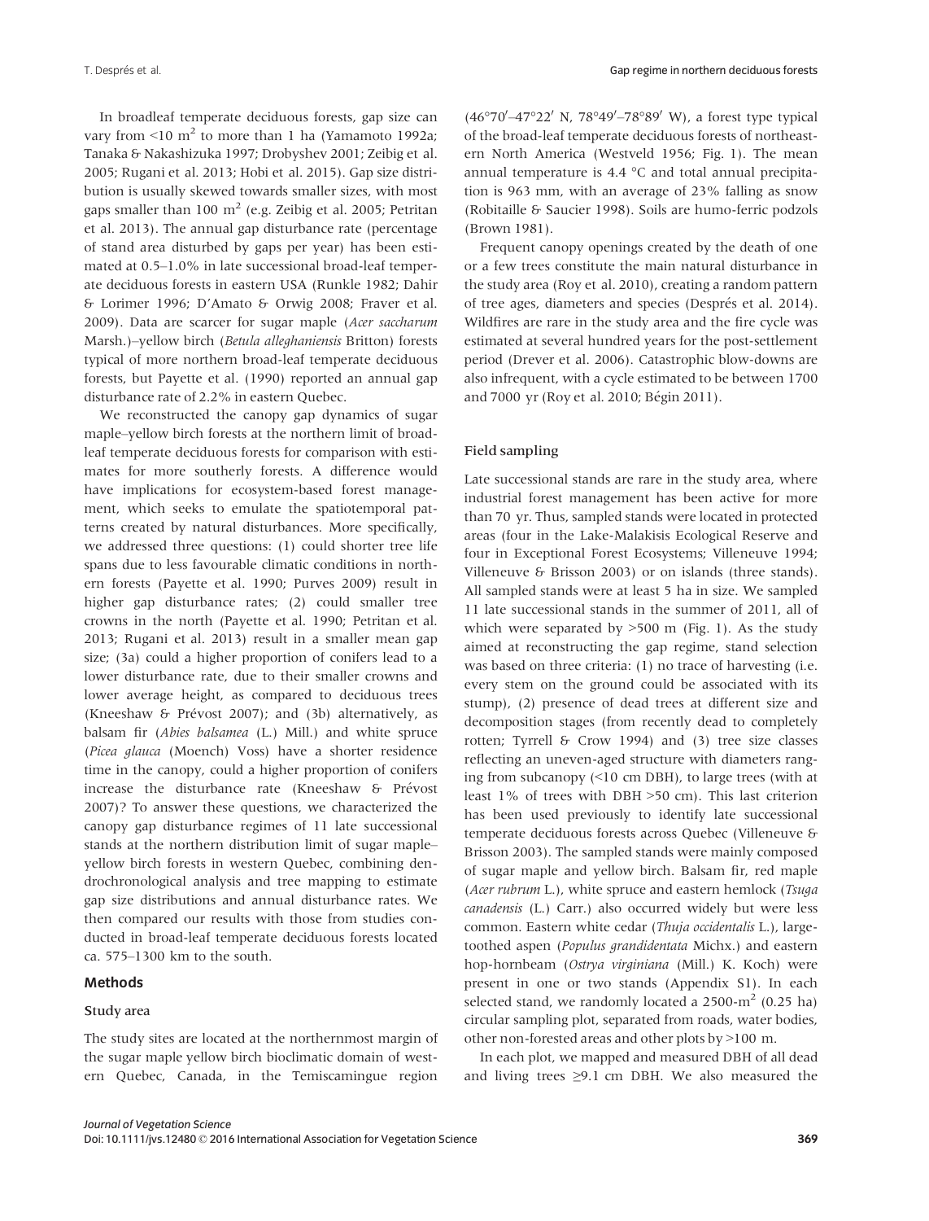In broadleaf temperate deciduous forests, gap size can vary from <10 m$^2$ to more than 1 ha (Yamamoto 1992a; Tanaka & Nakashizuka 1997; Drobyshev 2001; Zeibig et al. 2005; Rugani et al. 2013; Hobi et al. 2015). Gap size distribution is usually skewed towards smaller sizes, with most gaps smaller than 100 m$^2$ (e.g. Zeibig et al. 2005; Petritan et al. 2013). The annual gap disturbance rate (percentage of stand area disturbed by gaps per year) has been estimated at 0.5–1.0% in late successional broad-leaf temperate deciduous forests in eastern USA (Runkle 1982; Dahir & Lorimer 1996; D'Amato & Orwig 2008; Fraver et al. 2009). Data are scarcer for sugar maple (*Acer saccharum* Marsh.)–yellow birch (*Betula alleghaniensis* Britton) forests typical of more northern broad-leaf temperate deciduous forests, but Payette et al. (1990) reported an annual gap disturbance rate of 2.2% in eastern Quebec.

We reconstructed the canopy gap dynamics of sugar maple–yellow birch forests at the northern limit of broad-leaf temperate deciduous forests for comparison with estimates for more southerly forests. A difference would have implications for ecosystem-based forest management, which seeks to emulate the spatiotemporal patterns created by natural disturbances. More specifically, we addressed three questions: (1) could shorter tree life spans due to less favourable climatic conditions in northern forests (Payette et al. 1990; Purves 2009) result in higher gap disturbance rates; (2) could smaller tree crowns in the north (Payette et al. 1990; Petritan et al. 2013; Rugani et al. 2013) result in a smaller mean gap size; (3a) could a higher proportion of conifers lead to a lower disturbance rate, due to their smaller crowns and lower average height, as compared to deciduous trees (Kneeshaw & Prévost 2007); and (3b) alternatively, as balsam fir (*Abies balsamea* (L.) Mill.) and white spruce (*Picea glauca* (Moench) Voss) have a shorter residence time in the canopy, could a higher proportion of conifers increase the disturbance rate (Kneeshaw & Prévost 2007)? To answer these questions, we characterized the canopy gap disturbance regimes of 11 late successional stands at the northern distribution limit of sugar maple–yellow birch forests in western Quebec, combining dendrochronological analysis and tree mapping to estimate gap size distributions and annual disturbance rates. We then compared our results with those from studies conducted in broad-leaf temperate deciduous forests located ca. 575–1300 km to the south.

## Methods

### Study area

The study sites are located at the northernmost margin of the sugar maple yellow birch bioclimatic domain of western Quebec, Canada, in the Temiscamingue region (46°70′–47°22′ N, 78°49′–78°89′ W), a forest type typical of the broad-leaf temperate deciduous forests of northeastern North America (Westveld 1956; Fig. 1). The mean annual temperature is 4.4 °C and total annual precipitation is 963 mm, with an average of 23% falling as snow (Robitaille & Saucier 1998). Soils are humo-ferric podzols (Brown 1981).

Frequent canopy openings created by the death of one or a few trees constitute the main natural disturbance in the study area (Roy et al. 2010), creating a random pattern of tree ages, diameters and species (Després et al. 2014). Wildfires are rare in the study area and the fire cycle was estimated at several hundred years for the post-settlement period (Drever et al. 2006). Catastrophic blow-downs are also infrequent, with a cycle estimated to be between 1700 and 7000 yr (Roy et al. 2010; Bégin 2011).

### Field sampling

Late successional stands are rare in the study area, where industrial forest management has been active for more than 70 yr. Thus, sampled stands were located in protected areas (four in the Lake-Malakisis Ecological Reserve and four in Exceptional Forest Ecosystems; Villeneuve 1994; Villeneuve & Brisson 2003) or on islands (three stands). All sampled stands were at least 5 ha in size. We sampled 11 late successional stands in the summer of 2011, all of which were separated by >500 m (Fig. 1). As the study aimed at reconstructing the gap regime, stand selection was based on three criteria: (1) no trace of harvesting (i.e. every stem on the ground could be associated with its stump), (2) presence of dead trees at different size and decomposition stages (from recently dead to completely rotten; Tyrrell & Crow 1994) and (3) tree size classes reflecting an uneven-aged structure with diameters ranging from subcanopy (<10 cm DBH), to large trees (with at least 1% of trees with DBH >50 cm). This last criterion has been used previously to identify late successional temperate deciduous forests across Quebec (Villeneuve & Brisson 2003). The sampled stands were mainly composed of sugar maple and yellow birch. Balsam fir, red maple (*Acer rubrum* L.), white spruce and eastern hemlock (*Tsuga canadensis* (L.) Carr.) also occurred widely but were less common. Eastern white cedar (*Thuja occidentalis* L.), large-toothed aspen (*Populus grandidentata* Michx.) and eastern hop-hornbeam (*Ostrya virginiana* (Mill.) K. Koch) were present in one or two stands (Appendix S1). In each selected stand, we randomly located a 2500-m$^2$ (0.25 ha) circular sampling plot, separated from roads, water bodies, other non-forested areas and other plots by >100 m.

In each plot, we mapped and measured DBH of all dead and living trees ≥9.1 cm DBH. We also measured the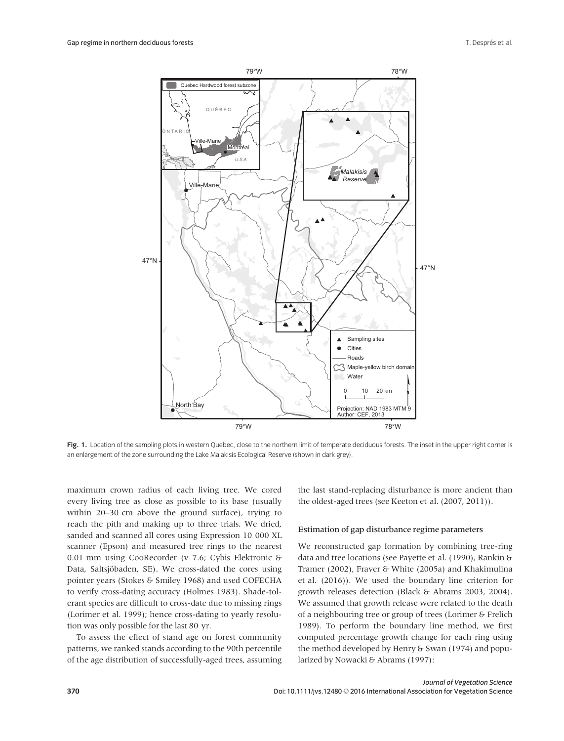79°W

78°W

Quebec Hardwood forest subzone

QUÉBEC

ONTARIO

Ville-Marie

Montréal

USA

Malakisis Reserve

Ville-Marie

47°N

47°N

Sampling sites

Cities

Roads

Maple-yellow birch domain

Water

0 10 20 km

North Bay

Projection: NAD 1983 MTM 9
Author: CEF, 2013

79°W

78°W

**Fig. 1.** Location of the sampling plots in western Quebec, close to the northern limit of temperate deciduous forests. The inset in the upper right corner is an enlargement of the zone surrounding the Lake Malakisis Ecological Reserve (shown in dark grey).

maximum crown radius of each living tree. We cored every living tree as close as possible to its base (usually within 20–30 cm above the ground surface), trying to reach the pith and making up to three trials. We dried, sanded and scanned all cores using Expression 10 000 XL scanner (Epson) and measured tree rings to the nearest 0.01 mm using CooRecorder (v 7.6; Cybis Elektronic & Data, Saltsjöbaden, SE). We cross-dated the cores using pointer years (Stokes & Smiley 1968) and used COFECHA to verify cross-dating accuracy (Holmes 1983). Shade-tolerant species are difficult to cross-date due to missing rings (Lorimer et al. 1999); hence cross-dating to yearly resolution was only possible for the last 80 yr.

To assess the effect of stand age on forest community patterns, we ranked stands according to the 90th percentile of the age distribution of successfully-aged trees, assuming the last stand-replacing disturbance is more ancient than the oldest-aged trees (see Keeton et al. (2007, 2011)).

### Estimation of gap disturbance regime parameters

We reconstructed gap formation by combining tree-ring data and tree locations (see Payette et al. (1990), Rankin & Tramer (2002), Fraver & White (2005a) and Khakimulina et al. (2016)). We used the boundary line criterion for growth releases detection (Black & Abrams 2003, 2004). We assumed that growth release were related to the death of a neighbouring tree or group of trees (Lorimer & Frelich 1989). To perform the boundary line method, we first computed percentage growth change for each ring using the method developed by Henry & Swan (1974) and popularized by Nowacki & Abrams (1997):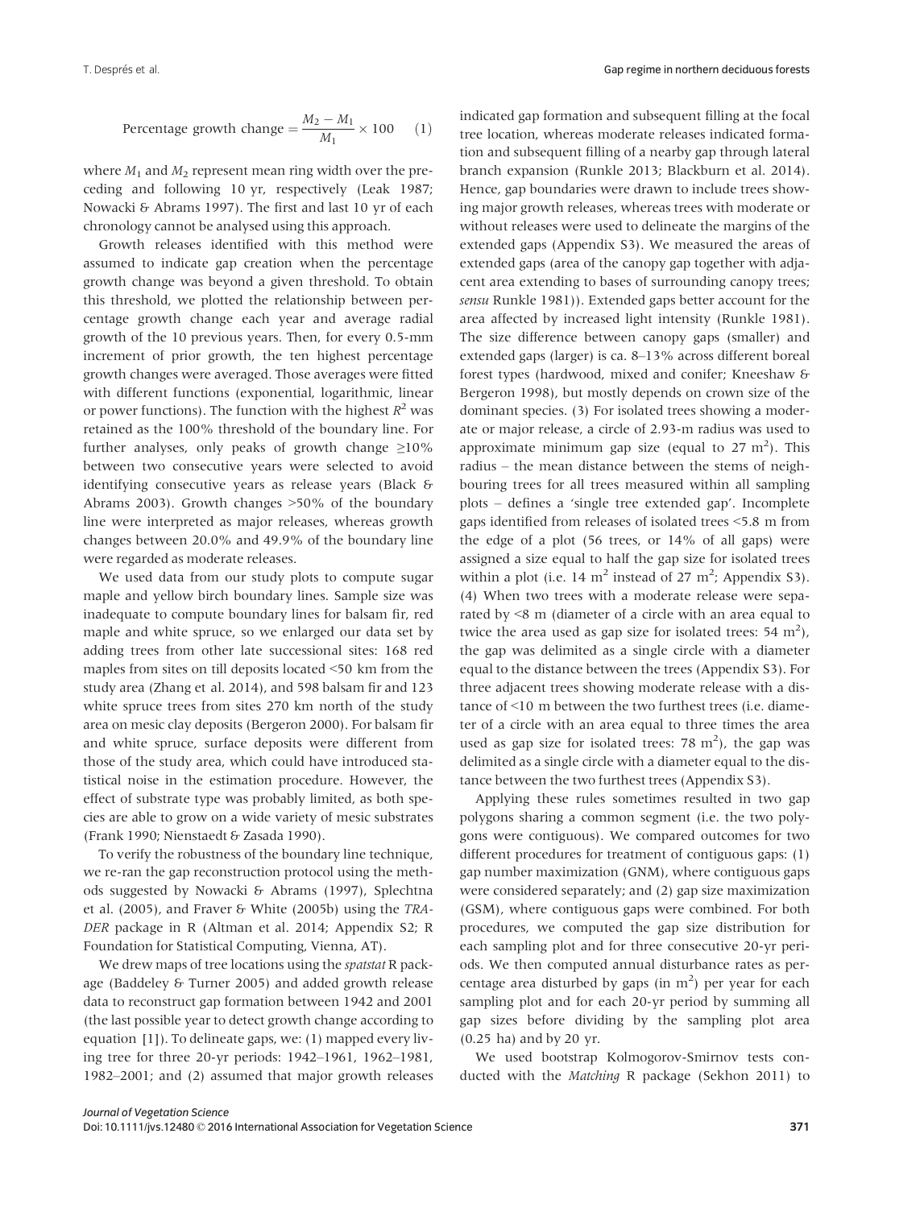$$\text{Percentage growth change} = \frac{M_2 - M_1}{M_1} \times 100 \quad (1)$$

where $M_1$ and $M_2$ represent mean ring width over the preceding and following 10 yr, respectively (Leak 1987; Nowacki & Abrams 1997). The first and last 10 yr of each chronology cannot be analysed using this approach.

Growth releases identified with this method were assumed to indicate gap creation when the percentage growth change was beyond a given threshold. To obtain this threshold, we plotted the relationship between percentage growth change each year and average radial growth of the 10 previous years. Then, for every 0.5-mm increment of prior growth, the ten highest percentage growth changes were averaged. Those averages were fitted with different functions (exponential, logarithmic, linear or power functions). The function with the highest $R^2$ was retained as the 100% threshold of the boundary line. For further analyses, only peaks of growth change ≥10% between two consecutive years were selected to avoid identifying consecutive years as release years (Black & Abrams 2003). Growth changes >50% of the boundary line were interpreted as major releases, whereas growth changes between 20.0% and 49.9% of the boundary line were regarded as moderate releases.

We used data from our study plots to compute sugar maple and yellow birch boundary lines. Sample size was inadequate to compute boundary lines for balsam fir, red maple and white spruce, so we enlarged our data set by adding trees from other late successional sites: 168 red maples from sites on till deposits located <50 km from the study area (Zhang et al. 2014), and 598 balsam fir and 123 white spruce trees from sites 270 km north of the study area on mesic clay deposits (Bergeron 2000). For balsam fir and white spruce, surface deposits were different from those of the study area, which could have introduced statistical noise in the estimation procedure. However, the effect of substrate type was probably limited, as both species are able to grow on a wide variety of mesic substrates (Frank 1990; Nienstaedt & Zasada 1990).

To verify the robustness of the boundary line technique, we re-ran the gap reconstruction protocol using the methods suggested by Nowacki & Abrams (1997), Splechtna et al. (2005), and Fraver & White (2005b) using the *TRADER* package in R (Altman et al. 2014; Appendix S2; R Foundation for Statistical Computing, Vienna, AT).

We drew maps of tree locations using the *spatstat* R package (Baddeley & Turner 2005) and added growth release data to reconstruct gap formation between 1942 and 2001 (the last possible year to detect growth change according to equation [1]). To delineate gaps, we: (1) mapped every living tree for three 20-yr periods: 1942–1961, 1962–1981, 1982–2001; and (2) assumed that major growth releases indicated gap formation and subsequent filling at the focal tree location, whereas moderate releases indicated formation and subsequent filling of a nearby gap through lateral branch expansion (Runkle 2013; Blackburn et al. 2014). Hence, gap boundaries were drawn to include trees showing major growth releases, whereas trees with moderate or without releases were used to delineate the margins of the extended gaps (Appendix S3). We measured the areas of extended gaps (area of the canopy gap together with adjacent area extending to bases of surrounding canopy trees; *sensu* Runkle 1981)). Extended gaps better account for the area affected by increased light intensity (Runkle 1981). The size difference between canopy gaps (smaller) and extended gaps (larger) is ca. 8–13% across different boreal forest types (hardwood, mixed and conifer; Kneeshaw & Bergeron 1998), but mostly depends on crown size of the dominant species. (3) For isolated trees showing a moderate or major release, a circle of 2.93-m radius was used to approximate minimum gap size (equal to 27 m$^2$). This radius – the mean distance between the stems of neighbouring trees for all trees measured within all sampling plots – defines a 'single tree extended gap'. Incomplete gaps identified from releases of isolated trees <5.8 m from the edge of a plot (56 trees, or 14% of all gaps) were assigned a size equal to half the gap size for isolated trees within a plot (i.e. 14 m$^2$ instead of 27 m$^2$; Appendix S3). (4) When two trees with a moderate release were separated by <8 m (diameter of a circle with an area equal to twice the area used as gap size for isolated trees: 54 m$^2$), the gap was delimited as a single circle with a diameter equal to the distance between the trees (Appendix S3). For three adjacent trees showing moderate release with a distance of <10 m between the two furthest trees (i.e. diameter of a circle with an area equal to three times the area used as gap size for isolated trees: 78 m$^2$), the gap was delimited as a single circle with a diameter equal to the distance between the two furthest trees (Appendix S3).

Applying these rules sometimes resulted in two gap polygons sharing a common segment (i.e. the two polygons were contiguous). We compared outcomes for two different procedures for treatment of contiguous gaps: (1) gap number maximization (GNM), where contiguous gaps were considered separately; and (2) gap size maximization (GSM), where contiguous gaps were combined. For both procedures, we computed the gap size distribution for each sampling plot and for three consecutive 20-yr periods. We then computed annual disturbance rates as percentage area disturbed by gaps (in m$^2$) per year for each sampling plot and for each 20-yr period by summing all gap sizes before dividing by the sampling plot area (0.25 ha) and by 20 yr.

We used bootstrap Kolmogorov-Smirnov tests conducted with the *Matching* R package (Sekhon 2011) to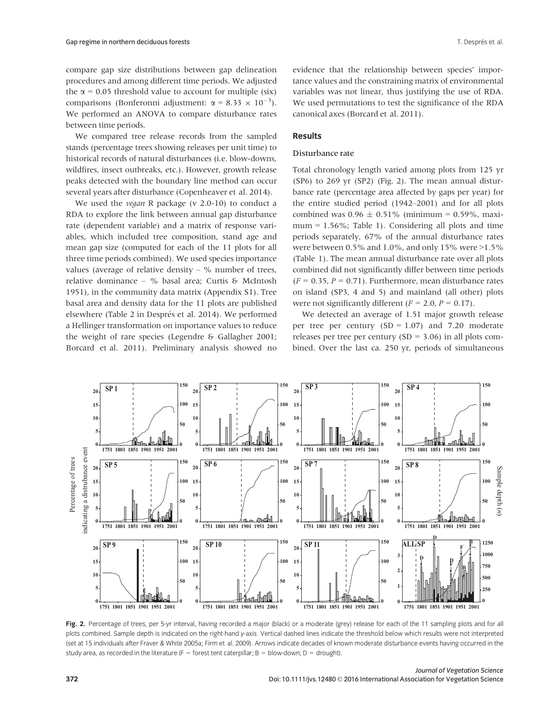compare gap size distributions between gap delineation procedures and among different time periods. We adjusted the $\alpha = 0.05$ threshold value to account for multiple (six) comparisons (Bonferonni adjustment: $\alpha = 8.33 \times 10^{-3}$). We performed an ANOVA to compare disturbance rates between time periods.

We compared tree release records from the sampled stands (percentage trees showing releases per unit time) to historical records of natural disturbances (i.e. blow-downs, wildfires, insect outbreaks, etc.). However, growth release peaks detected with the boundary line method can occur several years after disturbance (Copenheaver et al. 2014).

We used the *vegan* R package (v 2.0-10) to conduct a RDA to explore the link between annual gap disturbance rate (dependent variable) and a matrix of response variables, which included tree composition, stand age and mean gap size (computed for each of the 11 plots for all three time periods combined). We used species importance values (average of relative density – % number of trees, relative dominance – % basal area; Curtis & McIntosh 1951), in the community data matrix (Appendix S1). Tree basal area and density data for the 11 plots are published elsewhere (Table 2 in Després et al. 2014). We performed a Hellinger transformation on importance values to reduce the weight of rare species (Legendre & Gallagher 2001; Borcard et al. 2011). Preliminary analysis showed no evidence that the relationship between species' importance values and the constraining matrix of environmental variables was not linear, thus justifying the use of RDA. We used permutations to test the significance of the RDA canonical axes (Borcard et al. 2011).

## Results

### Disturbance rate

Total chronology length varied among plots from 125 yr (SP6) to 269 yr (SP2) (Fig. 2). The mean annual disturbance rate (percentage area affected by gaps per year) for the entire studied period (1942–2001) and for all plots combined was $0.96 \pm 0.51\%$ (minimum = 0.59%, maximum = 1.56%; Table 1). Considering all plots and time periods separately, 67% of the annual disturbance rates were between 0.5% and 1.0%, and only 15% were >1.5% (Table 1). The mean annual disturbance rate over all plots combined did not significantly differ between time periods ($F = 0.35$, $P = 0.71$). Furthermore, mean disturbance rates on island (SP3, 4 and 5) and mainland (all other) plots were not significantly different ($F = 2.0$, $P = 0.17$).

We detected an average of 1.51 major growth release per tree per century (SD = 1.07) and 7.20 moderate releases per tree per century (SD = 3.06) in all plots combined. Over the last ca. 250 yr, periods of simultaneous

Percentage of trees indicating a disturbance event

Sample depth (n)

SP 1, SP 2, SP 3, SP 4, SP 5, SP 6, SP 7, SP 8, SP 9, SP 10, SP 11, ALL SP

1751 1801 1851 1901 1951 2001

D, F, B

**Fig. 2.** Percentage of trees, per 5-yr interval, having recorded a major (black) or a moderate (grey) release for each of the 11 sampling plots and for all plots combined. Sample depth is indicated on the right-hand y-axis. Vertical dashed lines indicate the threshold below which results were not interpreted (set at 15 individuals after Fraver & White 2005a; Firm et al. 2009). Arrows indicate decades of known moderate disturbance events having occurred in the study area, as recorded in the literature (F = forest tent caterpillar; B = blow-down; D = drought).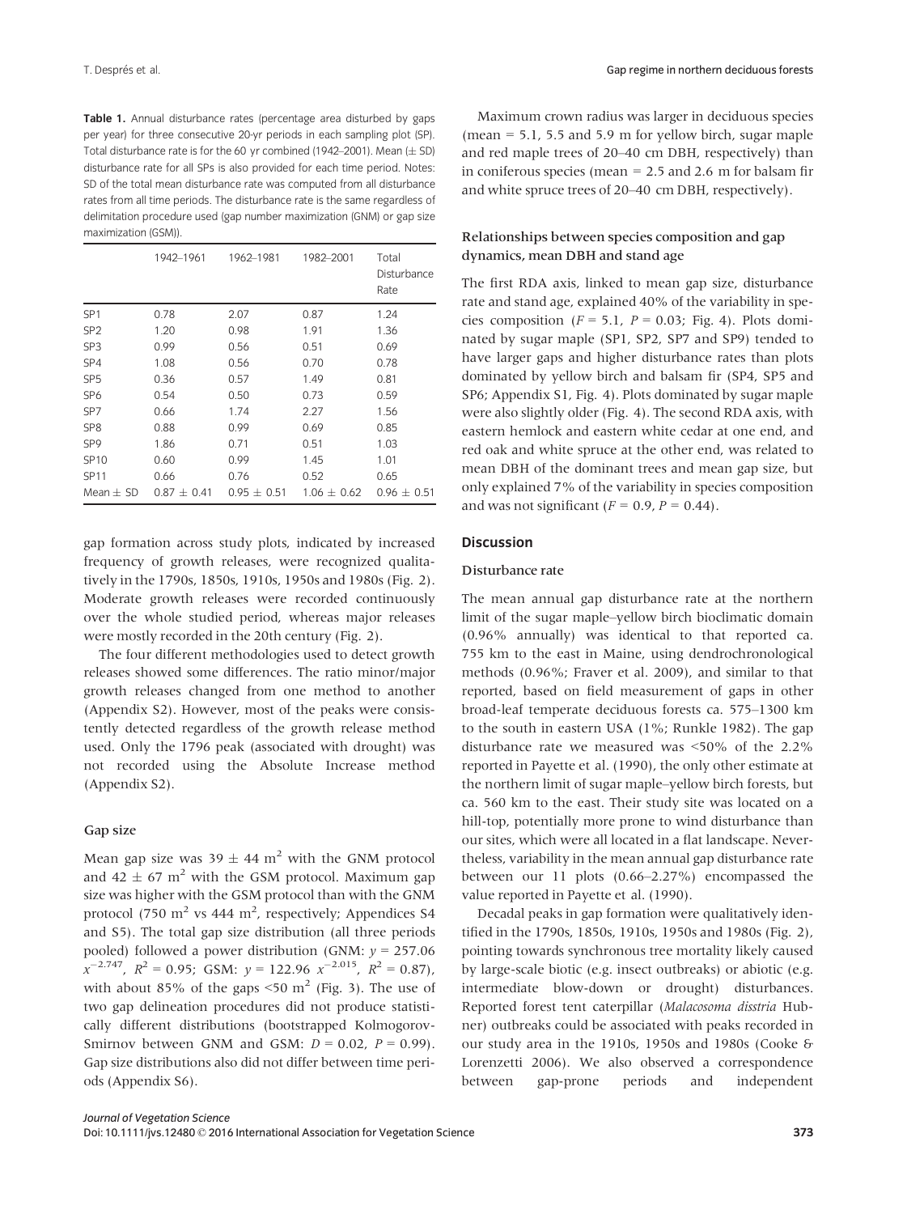**Table 1.** Annual disturbance rates (percentage area disturbed by gaps per year) for three consecutive 20-yr periods in each sampling plot (SP). Total disturbance rate is for the 60 yr combined (1942–2001). Mean (± SD) disturbance rate for all SPs is also provided for each time period. Notes: SD of the total mean disturbance rate was computed from all disturbance rates from all time periods. The disturbance rate is the same regardless of delimitation procedure used (gap number maximization (GNM) or gap size maximization (GSM)).

| | 1942–1961 | 1962–1981 | 1982–2001 | Total Disturbance Rate |
|---|---|---|---|---|
| SP1 | 0.78 | 2.07 | 0.87 | 1.24 |
| SP2 | 1.20 | 0.98 | 1.91 | 1.36 |
| SP3 | 0.99 | 0.56 | 0.51 | 0.69 |
| SP4 | 1.08 | 0.56 | 0.70 | 0.78 |
| SP5 | 0.36 | 0.57 | 1.49 | 0.81 |
| SP6 | 0.54 | 0.50 | 0.73 | 0.59 |
| SP7 | 0.66 | 1.74 | 2.27 | 1.56 |
| SP8 | 0.88 | 0.99 | 0.69 | 0.85 |
| SP9 | 1.86 | 0.71 | 0.51 | 1.03 |
| SP10 | 0.60 | 0.99 | 1.45 | 1.01 |
| SP11 | 0.66 | 0.76 | 0.52 | 0.65 |
| Mean ± SD | 0.87 ± 0.41 | 0.95 ± 0.51 | 1.06 ± 0.62 | 0.96 ± 0.51 |

gap formation across study plots, indicated by increased frequency of growth releases, were recognized qualitatively in the 1790s, 1850s, 1910s, 1950s and 1980s (Fig. 2). Moderate growth releases were recorded continuously over the whole studied period, whereas major releases were mostly recorded in the 20th century (Fig. 2).

The four different methodologies used to detect growth releases showed some differences. The ratio minor/major growth releases changed from one method to another (Appendix S2). However, most of the peaks were consistently detected regardless of the growth release method used. Only the 1796 peak (associated with drought) was not recorded using the Absolute Increase method (Appendix S2).

### Gap size

Mean gap size was 39 ± 44 $m^2$ with the GNM protocol and 42 ± 67 $m^2$ with the GSM protocol. Maximum gap size was higher with the GSM protocol than with the GNM protocol (750 $m^2$ vs 444 $m^2$, respectively; Appendices S4 and S5). The total gap size distribution (all three periods pooled) followed a power distribution (GNM: $y = 257.06\ x^{-2.747}$, $R^2 = 0.95$; GSM: $y = 122.96\ x^{-2.015}$, $R^2 = 0.87$), with about 85% of the gaps <50 $m^2$ (Fig. 3). The use of two gap delineation procedures did not produce statistically different distributions (bootstrapped Kolmogorov-Smirnov between GNM and GSM: $D = 0.02$, $P = 0.99$). Gap size distributions also did not differ between time periods (Appendix S6).

Maximum crown radius was larger in deciduous species (mean = 5.1, 5.5 and 5.9 m for yellow birch, sugar maple and red maple trees of 20–40 cm DBH, respectively) than in coniferous species (mean = 2.5 and 2.6 m for balsam fir and white spruce trees of 20–40 cm DBH, respectively).

### Relationships between species composition and gap dynamics, mean DBH and stand age

The first RDA axis, linked to mean gap size, disturbance rate and stand age, explained 40% of the variability in species composition ($F = 5.1$, $P = 0.03$; Fig. 4). Plots dominated by sugar maple (SP1, SP2, SP7 and SP9) tended to have larger gaps and higher disturbance rates than plots dominated by yellow birch and balsam fir (SP4, SP5 and SP6; Appendix S1, Fig. 4). Plots dominated by sugar maple were also slightly older (Fig. 4). The second RDA axis, with eastern hemlock and eastern white cedar at one end, and red oak and white spruce at the other end, was related to mean DBH of the dominant trees and mean gap size, but only explained 7% of the variability in species composition and was not significant ($F = 0.9$, $P = 0.44$).

## Discussion

### Disturbance rate

The mean annual gap disturbance rate at the northern limit of the sugar maple–yellow birch bioclimatic domain (0.96% annually) was identical to that reported ca. 755 km to the east in Maine, using dendrochronological methods (0.96%; Fraver et al. 2009), and similar to that reported, based on field measurement of gaps in other broad-leaf temperate deciduous forests ca. 575–1300 km to the south in eastern USA (1%; Runkle 1982). The gap disturbance rate we measured was <50% of the 2.2% reported in Payette et al. (1990), the only other estimate at the northern limit of sugar maple–yellow birch forests, but ca. 560 km to the east. Their study site was located on a hill-top, potentially more prone to wind disturbance than our sites, which were all located in a flat landscape. Nevertheless, variability in the mean annual gap disturbance rate between our 11 plots (0.66–2.27%) encompassed the value reported in Payette et al. (1990).

Decadal peaks in gap formation were qualitatively identified in the 1790s, 1850s, 1910s, 1950s and 1980s (Fig. 2), pointing towards synchronous tree mortality likely caused by large-scale biotic (e.g. insect outbreaks) or abiotic (e.g. intermediate blow-down or drought) disturbances. Reported forest tent caterpillar (*Malacosoma disstria* Hubner) outbreaks could be associated with peaks recorded in our study area in the 1910s, 1950s and 1980s (Cooke & Lorenzetti 2006). We also observed a correspondence between gap-prone periods and independent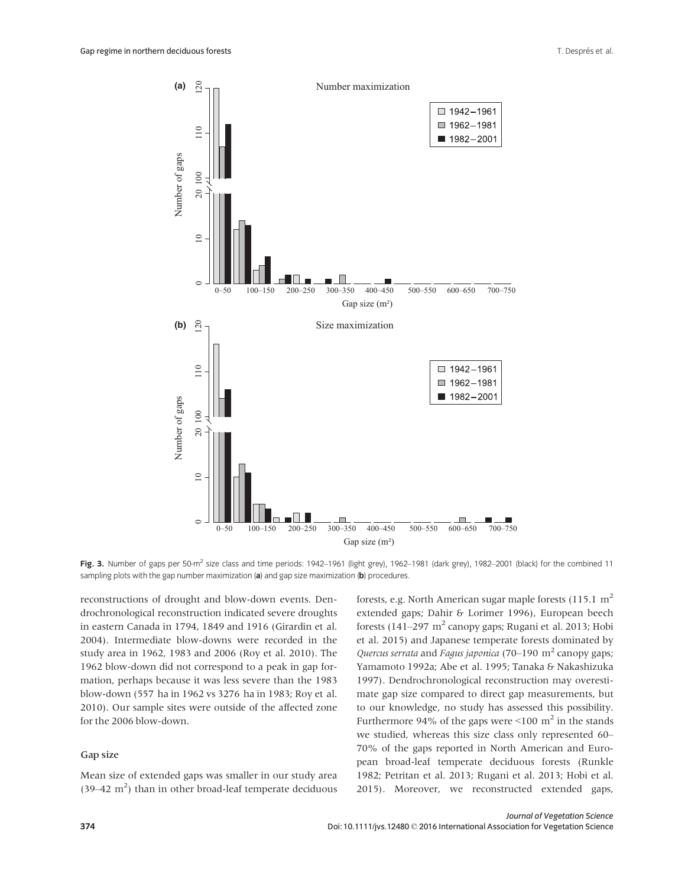(a)

Number maximization

1942–1961
1962–1981
1982–2001

Number of gaps

0 10 20 100 110 120

0–50 100–150 200–250 300–350 400–450 500–550 600–650 700–750

Gap size (m²)

(b)

Size maximization

1942–1961
1962–1981
1982–2001

Number of gaps

0 10 20 100 110 120

0–50 100–150 200–250 300–350 400–450 500–550 600–650 700–750

Gap size (m²)

**Fig. 3.** Number of gaps per 50-m$^2$ size class and time periods: 1942–1961 (light grey), 1962–1981 (dark grey), 1982–2001 (black) for the combined 11 sampling plots with the gap number maximization (**a**) and gap size maximization (**b**) procedures.

reconstructions of drought and blow-down events. Dendrochronological reconstruction indicated severe droughts in eastern Canada in 1794, 1849 and 1916 (Girardin et al. 2004). Intermediate blow-downs were recorded in the study area in 1962, 1983 and 2006 (Roy et al. 2010). The 1962 blow-down did not correspond to a peak in gap formation, perhaps because it was less severe than the 1983 blow-down (557 ha in 1962 vs 3276 ha in 1983; Roy et al. 2010). Our sample sites were outside of the affected zone for the 2006 blow-down.

### Gap size

Mean size of extended gaps was smaller in our study area (39–42 m$^2$) than in other broad-leaf temperate deciduous forests, e.g. North American sugar maple forests (115.1 m$^2$ extended gaps; Dahir & Lorimer 1996), European beech forests (141–297 m$^2$ canopy gaps; Rugani et al. 2013; Hobi et al. 2015) and Japanese temperate forests dominated by *Quercus serrata* and *Fagus japonica* (70–190 m$^2$ canopy gaps; Yamamoto 1992a; Abe et al. 1995; Tanaka & Nakashizuka 1997). Dendrochronological reconstruction may overestimate gap size compared to direct gap measurements, but to our knowledge, no study has assessed this possibility. Furthermore 94% of the gaps were <100 m$^2$ in the stands we studied, whereas this size class only represented 60–70% of the gaps reported in North American and European broad-leaf temperate deciduous forests (Runkle 1982; Petritan et al. 2013; Rugani et al. 2013; Hobi et al. 2015). Moreover, we reconstructed extended gaps,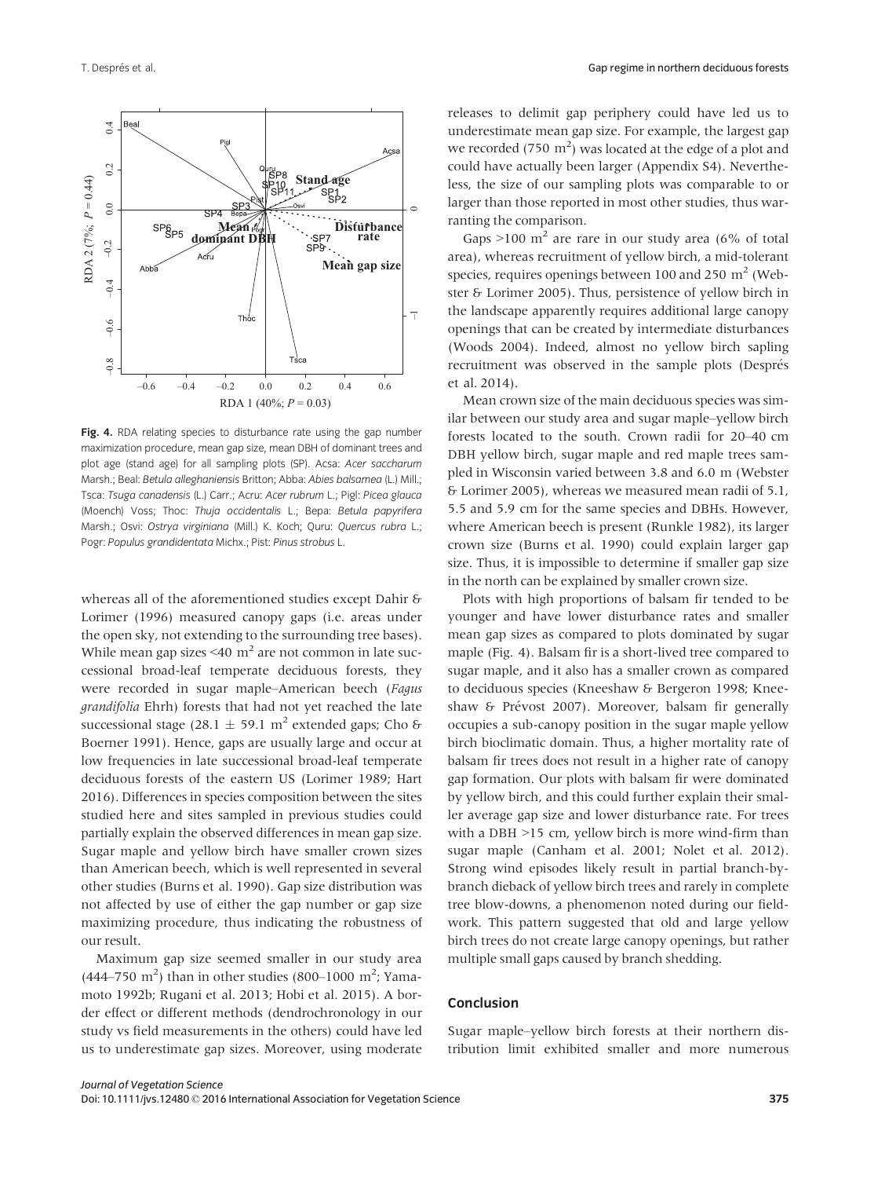RDA 2 (7%; $P$ = 0.44)

RDA 1 (40%; $P$ = 0.03)

Beal, Pigl, Acsa, Quru, SP8, SP10, SP11, Stand age, SP1, SP2, Pist, SP3, SP4, Bepa, Osvi, SP6, SP5, Mean dominant DBH, Pogr, Disturbance rate, SP7, SP9, Mean gap size, Acru, Abba, Thoc, Tsca

0.4, 0.2, 0.0, –0.2, –0.4, –0.6, –0.8

–0.6, –0.4, –0.2, 0.0, 0.2, 0.4, 0.6

0, –1

**Fig. 4.** RDA relating species to disturbance rate using the gap number maximization procedure, mean gap size, mean DBH of dominant trees and plot age (stand age) for all sampling plots (SP). Acsa: *Acer saccharum* Marsh.; Beal: *Betula alleghaniensis* Britton; Abba: *Abies balsamea* (L.) Mill.; Tsca: *Tsuga canadensis* (L.) Carr.; Acru: *Acer rubrum* L.; Pigl: *Picea glauca* (Moench) Voss; Thoc: *Thuja occidentalis* L.; Bepa: *Betula papyrifera* Marsh.; Osvi: *Ostrya virginiana* (Mill.) K. Koch; Quru: *Quercus rubra* L.; Pogr: *Populus grandidentata* Michx.; Pist: *Pinus strobus* L.

whereas all of the aforementioned studies except Dahir & Lorimer (1996) measured canopy gaps (i.e. areas under the open sky, not extending to the surrounding tree bases). While mean gap sizes <40 $m^2$ are not common in late successional broad-leaf temperate deciduous forests, they were recorded in sugar maple–American beech (*Fagus grandifolia* Ehrh) forests that had not yet reached the late successional stage (28.1 ± 59.1 $m^2$ extended gaps; Cho & Boerner 1991). Hence, gaps are usually large and occur at low frequencies in late successional broad-leaf temperate deciduous forests of the eastern US (Lorimer 1989; Hart 2016). Differences in species composition between the sites studied here and sites sampled in previous studies could partially explain the observed differences in mean gap size. Sugar maple and yellow birch have smaller crown sizes than American beech, which is well represented in several other studies (Burns et al. 1990). Gap size distribution was not affected by use of either the gap number or gap size maximizing procedure, thus indicating the robustness of our result.

Maximum gap size seemed smaller in our study area (444–750 $m^2$) than in other studies (800–1000 $m^2$; Yamamoto 1992b; Rugani et al. 2013; Hobi et al. 2015). A border effect or different methods (dendrochronology in our study vs field measurements in the others) could have led us to underestimate gap sizes. Moreover, using moderate releases to delimit gap periphery could have led us to underestimate mean gap size. For example, the largest gap we recorded (750 $m^2$) was located at the edge of a plot and could have actually been larger (Appendix S4). Nevertheless, the size of our sampling plots was comparable to or larger than those reported in most other studies, thus warranting the comparison.

Gaps >100 $m^2$ are rare in our study area (6% of total area), whereas recruitment of yellow birch, a mid-tolerant species, requires openings between 100 and 250 $m^2$ (Webster & Lorimer 2005). Thus, persistence of yellow birch in the landscape apparently requires additional large canopy openings that can be created by intermediate disturbances (Woods 2004). Indeed, almost no yellow birch sapling recruitment was observed in the sample plots (Després et al. 2014).

Mean crown size of the main deciduous species was similar between our study area and sugar maple–yellow birch forests located to the south. Crown radii for 20–40 cm DBH yellow birch, sugar maple and red maple trees sampled in Wisconsin varied between 3.8 and 6.0 m (Webster & Lorimer 2005), whereas we measured mean radii of 5.1, 5.5 and 5.9 cm for the same species and DBHs. However, where American beech is present (Runkle 1982), its larger crown size (Burns et al. 1990) could explain larger gap size. Thus, it is impossible to determine if smaller gap size in the north can be explained by smaller crown size.

Plots with high proportions of balsam fir tended to be younger and have lower disturbance rates and smaller mean gap sizes as compared to plots dominated by sugar maple (Fig. 4). Balsam fir is a short-lived tree compared to sugar maple, and it also has a smaller crown as compared to deciduous species (Kneeshaw & Bergeron 1998; Kneeshaw & Prévost 2007). Moreover, balsam fir generally occupies a sub-canopy position in the sugar maple yellow birch bioclimatic domain. Thus, a higher mortality rate of balsam fir trees does not result in a higher rate of canopy gap formation. Our plots with balsam fir were dominated by yellow birch, and this could further explain their smaller average gap size and lower disturbance rate. For trees with a DBH >15 cm, yellow birch is more wind-firm than sugar maple (Canham et al. 2001; Nolet et al. 2012). Strong wind episodes likely result in partial branch-by-branch dieback of yellow birch trees and rarely in complete tree blow-downs, a phenomenon noted during our fieldwork. This pattern suggested that old and large yellow birch trees do not create large canopy openings, but rather multiple small gaps caused by branch shedding.

## Conclusion

Sugar maple–yellow birch forests at their northern distribution limit exhibited smaller and more numerous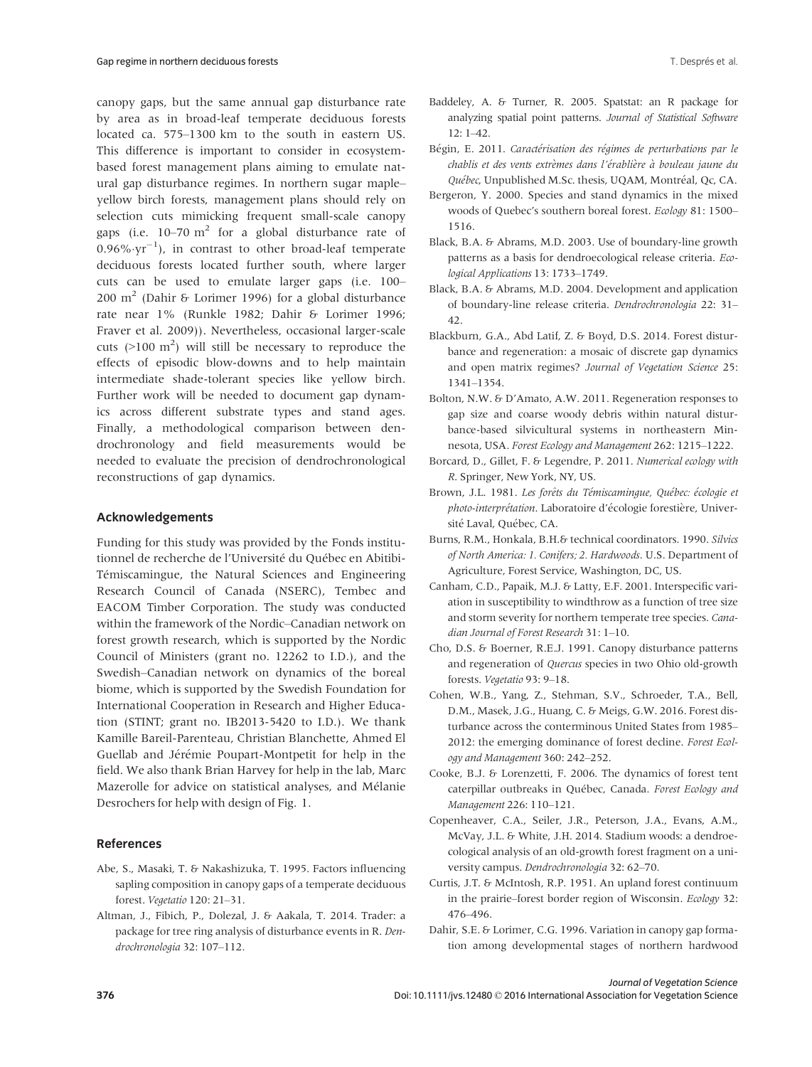canopy gaps, but the same annual gap disturbance rate by area as in broad-leaf temperate deciduous forests located ca. 575–1300 km to the south in eastern US. This difference is important to consider in ecosystem-based forest management plans aiming to emulate natural gap disturbance regimes. In northern sugar maple–yellow birch forests, management plans should rely on selection cuts mimicking frequent small-scale canopy gaps (i.e. 10–70 $m^2$ for a global disturbance rate of $0.96\%\cdot yr^{-1}$), in contrast to other broad-leaf temperate deciduous forests located further south, where larger cuts can be used to emulate larger gaps (i.e. 100–200 $m^2$ (Dahir & Lorimer 1996) for a global disturbance rate near 1% (Runkle 1982; Dahir & Lorimer 1996; Fraver et al. 2009)). Nevertheless, occasional larger-scale cuts (>100 $m^2$) will still be necessary to reproduce the effects of episodic blow-downs and to help maintain intermediate shade-tolerant species like yellow birch. Further work will be needed to document gap dynamics across different substrate types and stand ages. Finally, a methodological comparison between dendrochronology and field measurements would be needed to evaluate the precision of dendrochronological reconstructions of gap dynamics.

## Acknowledgements

Funding for this study was provided by the Fonds institutionnel de recherche de l'Université du Québec en Abitibi-Témiscamingue, the Natural Sciences and Engineering Research Council of Canada (NSERC), Tembec and EACOM Timber Corporation. The study was conducted within the framework of the Nordic–Canadian network on forest growth research, which is supported by the Nordic Council of Ministers (grant no. 12262 to I.D.), and the Swedish–Canadian network on dynamics of the boreal biome, which is supported by the Swedish Foundation for International Cooperation in Research and Higher Education (STINT; grant no. IB2013-5420 to I.D.). We thank Kamille Bareil-Parenteau, Christian Blanchette, Ahmed El Guellab and Jérémie Poupart-Montpetit for help in the field. We also thank Brian Harvey for help in the lab, Marc Mazerolle for advice on statistical analyses, and Mélanie Desrochers for help with design of Fig. 1.

## References

Abe, S., Masaki, T. & Nakashizuka, T. 1995. Factors influencing sapling composition in canopy gaps of a temperate deciduous forest. *Vegetatio* 120: 21–31.

Altman, J., Fibich, P., Dolezal, J. & Aakala, T. 2014. Trader: a package for tree ring analysis of disturbance events in R. *Dendrochronologia* 32: 107–112.

Baddeley, A. & Turner, R. 2005. Spatstat: an R package for analyzing spatial point patterns. *Journal of Statistical Software* 12: 1–42.

Bégin, E. 2011. *Caractérisation des régimes de perturbations par le chablis et des vents extrêmes dans l'érablière à bouleau jaune du Québec*, Unpublished M.Sc. thesis, UQAM, Montréal, Qc, CA.

Bergeron, Y. 2000. Species and stand dynamics in the mixed woods of Quebec's southern boreal forest. *Ecology* 81: 1500–1516.

Black, B.A. & Abrams, M.D. 2003. Use of boundary-line growth patterns as a basis for dendroecological release criteria. *Ecological Applications* 13: 1733–1749.

Black, B.A. & Abrams, M.D. 2004. Development and application of boundary-line release criteria. *Dendrochronologia* 22: 31–42.

Blackburn, G.A., Abd Latif, Z. & Boyd, D.S. 2014. Forest disturbance and regeneration: a mosaic of discrete gap dynamics and open matrix regimes? *Journal of Vegetation Science* 25: 1341–1354.

Bolton, N.W. & D'Amato, A.W. 2011. Regeneration responses to gap size and coarse woody debris within natural disturbance-based silvicultural systems in northeastern Minnesota, USA. *Forest Ecology and Management* 262: 1215–1222.

Borcard, D., Gillet, F. & Legendre, P. 2011. *Numerical ecology with R*. Springer, New York, NY, US.

Brown, J.L. 1981. *Les forêts du Témiscamingue, Québec: écologie et photo-interprétation*. Laboratoire d'écologie forestière, Université Laval, Québec, CA.

Burns, R.M., Honkala, B.H.& technical coordinators. 1990. *Silvics of North America: 1. Conifers; 2. Hardwoods*. U.S. Department of Agriculture, Forest Service, Washington, DC, US.

Canham, C.D., Papaik, M.J. & Latty, E.F. 2001. Interspecific variation in susceptibility to windthrow as a function of tree size and storm severity for northern temperate tree species. *Canadian Journal of Forest Research* 31: 1–10.

Cho, D.S. & Boerner, R.E.J. 1991. Canopy disturbance patterns and regeneration of *Quercus* species in two Ohio old-growth forests. *Vegetatio* 93: 9–18.

Cohen, W.B., Yang, Z., Stehman, S.V., Schroeder, T.A., Bell, D.M., Masek, J.G., Huang, C. & Meigs, G.W. 2016. Forest disturbance across the conterminous United States from 1985–2012: the emerging dominance of forest decline. *Forest Ecology and Management* 360: 242–252.

Cooke, B.J. & Lorenzetti, F. 2006. The dynamics of forest tent caterpillar outbreaks in Québec, Canada. *Forest Ecology and Management* 226: 110–121.

Copenheaver, C.A., Seiler, J.R., Peterson, J.A., Evans, A.M., McVay, J.L. & White, J.H. 2014. Stadium woods: a dendroecological analysis of an old-growth forest fragment on a university campus. *Dendrochronologia* 32: 62–70.

Curtis, J.T. & McIntosh, R.P. 1951. An upland forest continuum in the prairie–forest border region of Wisconsin. *Ecology* 32: 476–496.

Dahir, S.E. & Lorimer, C.G. 1996. Variation in canopy gap formation among developmental stages of northern hardwood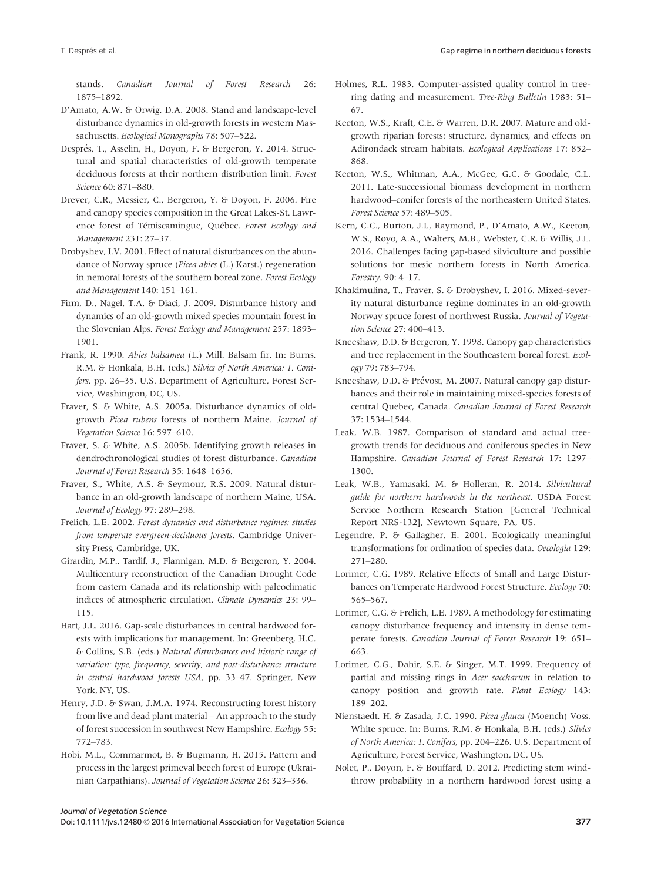stands. *Canadian Journal of Forest Research* 26: 1875–1892.

D'Amato, A.W. & Orwig, D.A. 2008. Stand and landscape-level disturbance dynamics in old-growth forests in western Massachusetts. *Ecological Monographs* 78: 507–522.

Després, T., Asselin, H., Doyon, F. & Bergeron, Y. 2014. Structural and spatial characteristics of old-growth temperate deciduous forests at their northern distribution limit. *Forest Science* 60: 871–880.

Drever, C.R., Messier, C., Bergeron, Y. & Doyon, F. 2006. Fire and canopy species composition in the Great Lakes-St. Lawrence forest of Témiscamingue, Québec. *Forest Ecology and Management* 231: 27–37.

Drobyshev, I.V. 2001. Effect of natural disturbances on the abundance of Norway spruce (*Picea abies* (L.) Karst.) regeneration in nemoral forests of the southern boreal zone. *Forest Ecology and Management* 140: 151–161.

Firm, D., Nagel, T.A. & Diaci, J. 2009. Disturbance history and dynamics of an old-growth mixed species mountain forest in the Slovenian Alps. *Forest Ecology and Management* 257: 1893–1901.

Frank, R. 1990. *Abies balsamea* (L.) Mill. Balsam fir. In: Burns, R.M. & Honkala, B.H. (eds.) *Silvics of North America: 1. Conifers*, pp. 26–35. U.S. Department of Agriculture, Forest Service, Washington, DC, US.

Fraver, S. & White, A.S. 2005a. Disturbance dynamics of old-growth *Picea rubens* forests of northern Maine. *Journal of Vegetation Science* 16: 597–610.

Fraver, S. & White, A.S. 2005b. Identifying growth releases in dendrochronological studies of forest disturbance. *Canadian Journal of Forest Research* 35: 1648–1656.

Fraver, S., White, A.S. & Seymour, R.S. 2009. Natural disturbance in an old-growth landscape of northern Maine, USA. *Journal of Ecology* 97: 289–298.

Frelich, L.E. 2002. *Forest dynamics and disturbance regimes: studies from temperate evergreen-deciduous forests*. Cambridge University Press, Cambridge, UK.

Girardin, M.P., Tardif, J., Flannigan, M.D. & Bergeron, Y. 2004. Multicentury reconstruction of the Canadian Drought Code from eastern Canada and its relationship with paleoclimatic indices of atmospheric circulation. *Climate Dynamics* 23: 99–115.

Hart, J.L. 2016. Gap-scale disturbances in central hardwood forests with implications for management. In: Greenberg, H.C. & Collins, S.B. (eds.) *Natural disturbances and historic range of variation: type, frequency, severity, and post-disturbance structure in central hardwood forests USA*, pp. 33–47. Springer, New York, NY, US.

Henry, J.D. & Swan, J.M.A. 1974. Reconstructing forest history from live and dead plant material – An approach to the study of forest succession in southwest New Hampshire. *Ecology* 55: 772–783.

Hobi, M.L., Commarmot, B. & Bugmann, H. 2015. Pattern and process in the largest primeval beech forest of Europe (Ukrainian Carpathians). *Journal of Vegetation Science* 26: 323–336.

Holmes, R.L. 1983. Computer-assisted quality control in tree-ring dating and measurement. *Tree-Ring Bulletin* 1983: 51–67.

Keeton, W.S., Kraft, C.E. & Warren, D.R. 2007. Mature and old-growth riparian forests: structure, dynamics, and effects on Adirondack stream habitats. *Ecological Applications* 17: 852–868.

Keeton, W.S., Whitman, A.A., McGee, G.C. & Goodale, C.L. 2011. Late-successional biomass development in northern hardwood–conifer forests of the northeastern United States. *Forest Science* 57: 489–505.

Kern, C.C., Burton, J.I., Raymond, P., D'Amato, A.W., Keeton, W.S., Royo, A.A., Walters, M.B., Webster, C.R. & Willis, J.L. 2016. Challenges facing gap-based silviculture and possible solutions for mesic northern forests in North America. *Forestry*. 90: 4–17.

Khakimulina, T., Fraver, S. & Drobyshev, I. 2016. Mixed-severity natural disturbance regime dominates in an old-growth Norway spruce forest of northwest Russia. *Journal of Vegetation Science* 27: 400–413.

Kneeshaw, D.D. & Bergeron, Y. 1998. Canopy gap characteristics and tree replacement in the Southeastern boreal forest. *Ecology* 79: 783–794.

Kneeshaw, D.D. & Prévost, M. 2007. Natural canopy gap disturbances and their role in maintaining mixed-species forests of central Quebec, Canada. *Canadian Journal of Forest Research* 37: 1534–1544.

Leak, W.B. 1987. Comparison of standard and actual tree-growth trends for deciduous and coniferous species in New Hampshire. *Canadian Journal of Forest Research* 17: 1297–1300.

Leak, W.B., Yamasaki, M. & Holleran, R. 2014. *Silvicultural guide for northern hardwoods in the northeast*. USDA Forest Service Northern Research Station [General Technical Report NRS-132], Newtown Square, PA, US.

Legendre, P. & Gallagher, E. 2001. Ecologically meaningful transformations for ordination of species data. *Oecologia* 129: 271–280.

Lorimer, C.G. 1989. Relative Effects of Small and Large Disturbances on Temperate Hardwood Forest Structure. *Ecology* 70: 565–567.

Lorimer, C.G. & Frelich, L.E. 1989. A methodology for estimating canopy disturbance frequency and intensity in dense temperate forests. *Canadian Journal of Forest Research* 19: 651–663.

Lorimer, C.G., Dahir, S.E. & Singer, M.T. 1999. Frequency of partial and missing rings in *Acer saccharum* in relation to canopy position and growth rate. *Plant Ecology* 143: 189–202.

Nienstaedt, H. & Zasada, J.C. 1990. *Picea glauca* (Moench) Voss. White spruce. In: Burns, R.M. & Honkala, B.H. (eds.) *Silvics of North America: 1. Conifers*, pp. 204–226. U.S. Department of Agriculture, Forest Service, Washington, DC, US.

Nolet, P., Doyon, F. & Bouffard, D. 2012. Predicting stem windthrow probability in a northern hardwood forest using a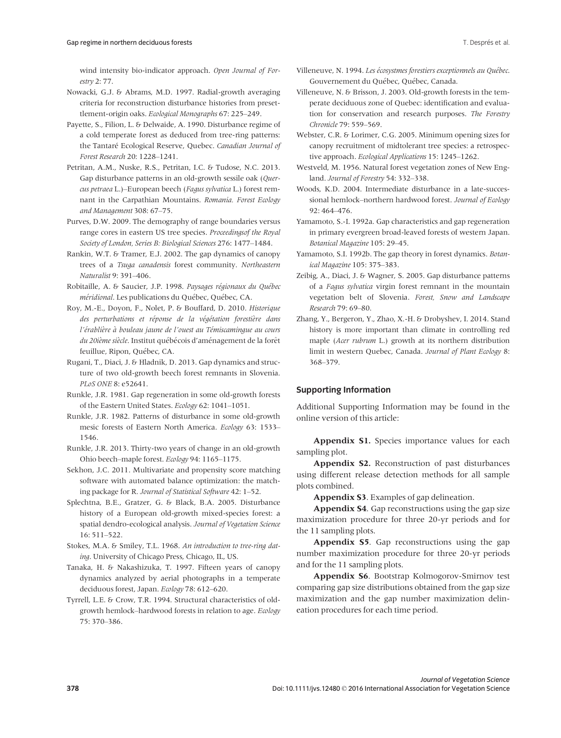wind intensity bio-indicator approach. *Open Journal of Forestry* 2: 77.

Nowacki, G.J. & Abrams, M.D. 1997. Radial-growth averaging criteria for reconstruction disturbance histories from presettlement-origin oaks. *Ecological Monographs* 67: 225–249.

Payette, S., Filion, L. & Delwaide, A. 1990. Disturbance regime of a cold temperate forest as deduced from tree-ring patterns: the Tantaré Ecological Reserve, Quebec. *Canadian Journal of Forest Research* 20: 1228–1241.

Petritan, A.M., Nuske, R.S., Petritan, I.C. & Tudose, N.C. 2013. Gap disturbance patterns in an old-growth sessile oak (*Quercus petraea* L.)–European beech (*Fagus sylvatica* L.) forest remnant in the Carpathian Mountains. *Romania. Forest Ecology and Management* 308: 67–75.

Purves, D.W. 2009. The demography of range boundaries versus range cores in eastern US tree species. *Proceedingsof the Royal Society of London, Series B: Biological Sciences* 276: 1477–1484.

Rankin, W.T. & Tramer, E.J. 2002. The gap dynamics of canopy trees of a *Tsuga canadensis* forest community. *Northeastern Naturalist* 9: 391–406.

Robitaille, A. & Saucier, J.P. 1998. *Paysages régionaux du Québec méridional*. Les publications du Québec, Québec, CA.

Roy, M.-E., Doyon, F., Nolet, P. & Bouffard, D. 2010. *Historique des perturbations et réponse de la végétation forestière dans l'érablière à bouleau jaune de l'ouest au Témiscamingue au cours du 20ième siècle*. Institut québécois d'aménagement de la forêt feuillue, Ripon, Québec, CA.

Rugani, T., Diaci, J. & Hladnik, D. 2013. Gap dynamics and structure of two old-growth beech forest remnants in Slovenia. *PLoS ONE* 8: e52641.

Runkle, J.R. 1981. Gap regeneration in some old-growth forests of the Eastern United States. *Ecology* 62: 1041–1051.

Runkle, J.R. 1982. Patterns of disturbance in some old-growth mesic forests of Eastern North America. *Ecology* 63: 1533–1546.

Runkle, J.R. 2013. Thirty-two years of change in an old-growth Ohio beech–maple forest. *Ecology* 94: 1165–1175.

Sekhon, J.C. 2011. Multivariate and propensity score matching software with automated balance optimization: the matching package for R. *Journal of Statistical Software* 42: 1–52.

Splechtna, B.E., Gratzer, G. & Black, B.A. 2005. Disturbance history of a European old-growth mixed-species forest: a spatial dendro-ecological analysis. *Journal of Vegetation Science* 16: 511–522.

Stokes, M.A. & Smiley, T.L. 1968. *An introduction to tree-ring dating*. University of Chicago Press, Chicago, IL, US.

Tanaka, H. & Nakashizuka, T. 1997. Fifteen years of canopy dynamics analyzed by aerial photographs in a temperate deciduous forest, Japan. *Ecology* 78: 612–620.

Tyrrell, L.E. & Crow, T.R. 1994. Structural characteristics of old-growth hemlock–hardwood forests in relation to age. *Ecology* 75: 370–386.

Villeneuve, N. 1994. *Les écosystmes forestiers exceptionnels au Québec*. Gouvernement du Québec, Québec, Canada.

Villeneuve, N. & Brisson, J. 2003. Old-growth forests in the temperate deciduous zone of Quebec: identification and evaluation for conservation and research purposes. *The Forestry Chronicle* 79: 559–569.

Webster, C.R. & Lorimer, C.G. 2005. Minimum opening sizes for canopy recruitment of midtolerant tree species: a retrospective approach. *Ecological Applications* 15: 1245–1262.

Westveld, M. 1956. Natural forest vegetation zones of New England. *Journal of Forestry* 54: 332–338.

Woods, K.D. 2004. Intermediate disturbance in a late-successional hemlock–northern hardwood forest. *Journal of Ecology* 92: 464–476.

Yamamoto, S.-I. 1992a. Gap characteristics and gap regeneration in primary evergreen broad-leaved forests of western Japan. *Botanical Magazine* 105: 29–45.

Yamamoto, S.I. 1992b. The gap theory in forest dynamics. *Botanical Magazine* 105: 375–383.

Zeibig, A., Diaci, J. & Wagner, S. 2005. Gap disturbance patterns of a *Fagus sylvatica* virgin forest remnant in the mountain vegetation belt of Slovenia. *Forest, Snow and Landscape Research* 79: 69–80.

Zhang, Y., Bergeron, Y., Zhao, X.-H. & Drobyshev, I. 2014. Stand history is more important than climate in controlling red maple (*Acer rubrum* L.) growth at its northern distribution limit in western Quebec, Canada. *Journal of Plant Ecology* 8: 368–379.

## Supporting Information

Additional Supporting Information may be found in the online version of this article:

**Appendix S1.** Species importance values for each sampling plot.

**Appendix S2.** Reconstruction of past disturbances using different release detection methods for all sample plots combined.

**Appendix S3**. Examples of gap delineation.

**Appendix S4**. Gap reconstructions using the gap size maximization procedure for three 20-yr periods and for the 11 sampling plots.

**Appendix S5**. Gap reconstructions using the gap number maximization procedure for three 20-yr periods and for the 11 sampling plots.

**Appendix S6**. Bootstrap Kolmogorov-Smirnov test comparing gap size distributions obtained from the gap size maximization and the gap number maximization delineation procedures for each time period.